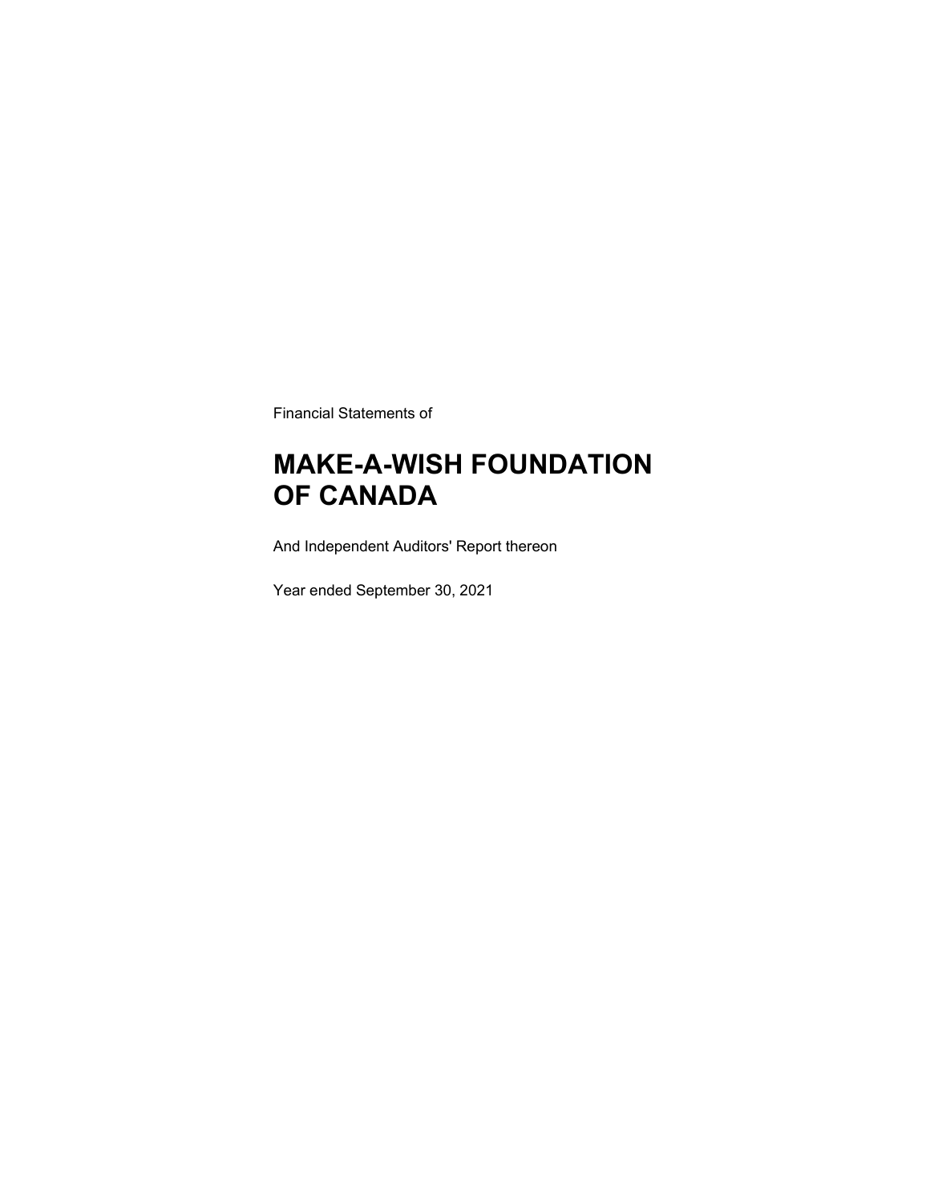Financial Statements of

# MAKE-A-WISH FOUNDATION OF CANADA

And Independent Auditors' Report thereon

Year ended September 30, 2021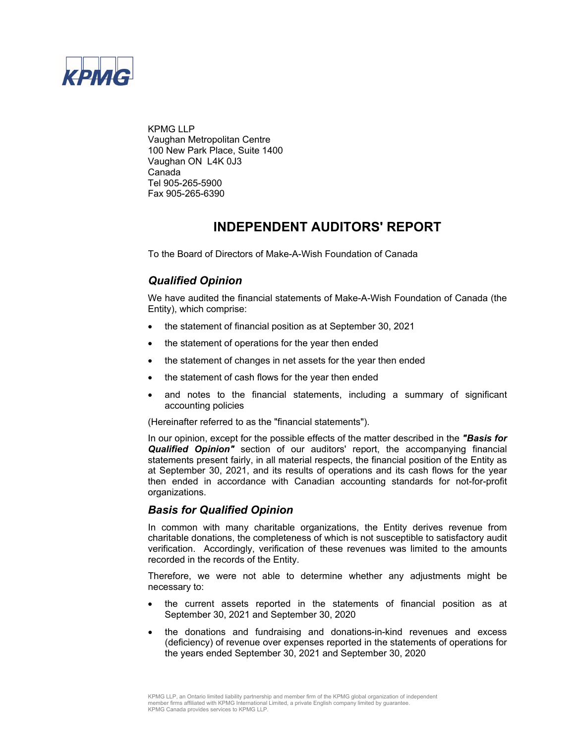KPMG LLP
Vaughan Metropolitan Centre
100 New Park Place, Suite 1400
Vaughan ON L4K 0J3
Canada
Tel 905-265-5900
Fax 905-265-6390

# INDEPENDENT AUDITORS' REPORT

To the Board of Directors of Make-A-Wish Foundation of Canada

## *Qualified Opinion*

We have audited the financial statements of Make-A-Wish Foundation of Canada (the Entity), which comprise:

- the statement of financial position as at September 30, 2021
- the statement of operations for the year then ended
- the statement of changes in net assets for the year then ended
- the statement of cash flows for the year then ended
- and notes to the financial statements, including a summary of significant accounting policies

(Hereinafter referred to as the "financial statements").

In our opinion, except for the possible effects of the matter described in the ***"Basis for Qualified Opinion"*** section of our auditors' report, the accompanying financial statements present fairly, in all material respects, the financial position of the Entity as at September 30, 2021, and its results of operations and its cash flows for the year then ended in accordance with Canadian accounting standards for not-for-profit organizations.

## *Basis for Qualified Opinion*

In common with many charitable organizations, the Entity derives revenue from charitable donations, the completeness of which is not susceptible to satisfactory audit verification. Accordingly, verification of these revenues was limited to the amounts recorded in the records of the Entity.

Therefore, we were not able to determine whether any adjustments might be necessary to:

- the current assets reported in the statements of financial position as at September 30, 2021 and September 30, 2020
- the donations and fundraising and donations-in-kind revenues and excess (deficiency) of revenue over expenses reported in the statements of operations for the years ended September 30, 2021 and September 30, 2020

KPMG LLP, an Ontario limited liability partnership and member firm of the KPMG global organization of independent member firms affiliated with KPMG International Limited, a private English company limited by guarantee. KPMG Canada provides services to KPMG LLP.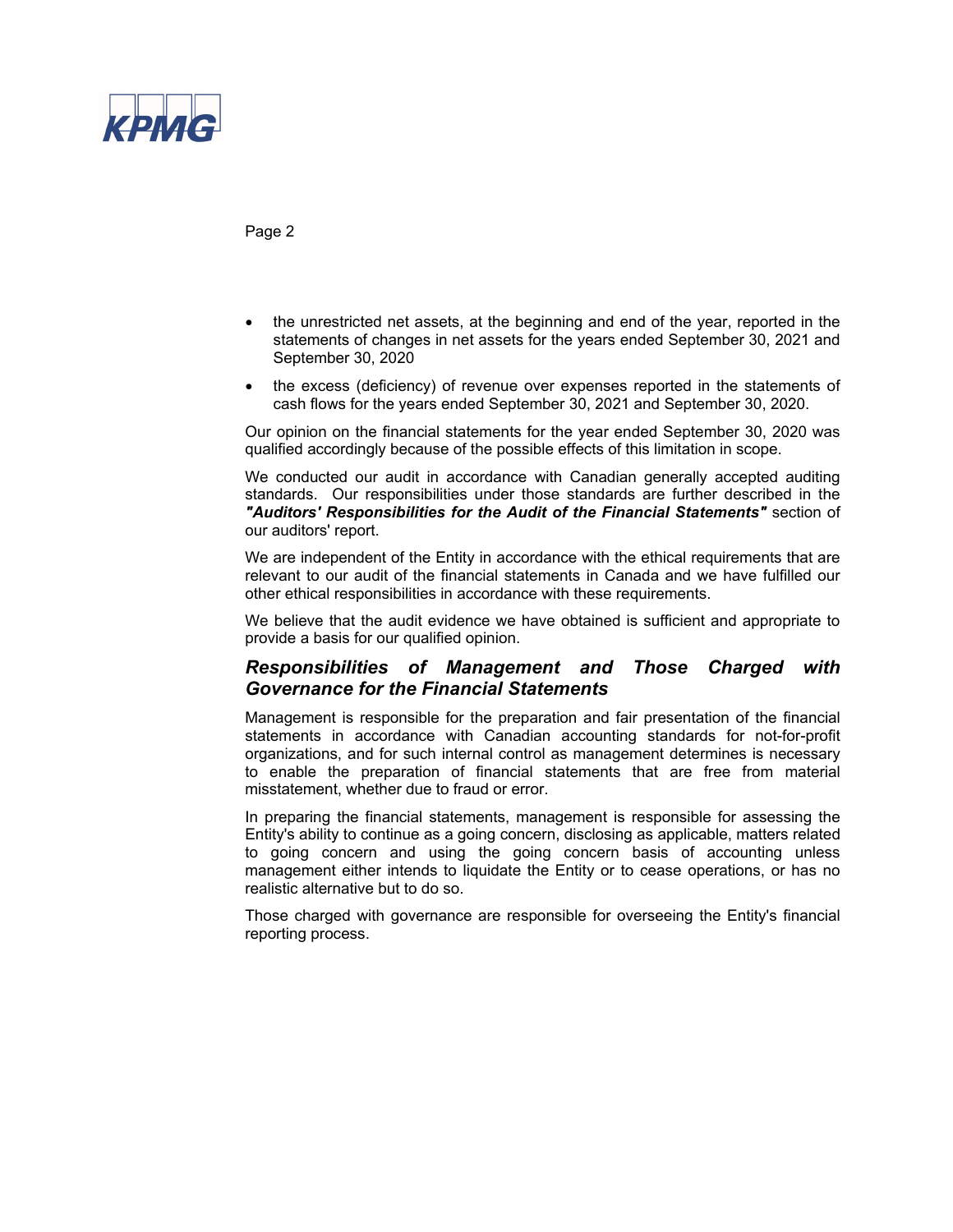- the unrestricted net assets, at the beginning and end of the year, reported in the statements of changes in net assets for the years ended September 30, 2021 and September 30, 2020
- the excess (deficiency) of revenue over expenses reported in the statements of cash flows for the years ended September 30, 2021 and September 30, 2020.

Our opinion on the financial statements for the year ended September 30, 2020 was qualified accordingly because of the possible effects of this limitation in scope.

We conducted our audit in accordance with Canadian generally accepted auditing standards. Our responsibilities under those standards are further described in the ***"Auditors' Responsibilities for the Audit of the Financial Statements"*** section of our auditors' report.

We are independent of the Entity in accordance with the ethical requirements that are relevant to our audit of the financial statements in Canada and we have fulfilled our other ethical responsibilities in accordance with these requirements.

We believe that the audit evidence we have obtained is sufficient and appropriate to provide a basis for our qualified opinion.

## *Responsibilities of Management and Those Charged with Governance for the Financial Statements*

Management is responsible for the preparation and fair presentation of the financial statements in accordance with Canadian accounting standards for not-for-profit organizations, and for such internal control as management determines is necessary to enable the preparation of financial statements that are free from material misstatement, whether due to fraud or error.

In preparing the financial statements, management is responsible for assessing the Entity's ability to continue as a going concern, disclosing as applicable, matters related to going concern and using the going concern basis of accounting unless management either intends to liquidate the Entity or to cease operations, or has no realistic alternative but to do so.

Those charged with governance are responsible for overseeing the Entity's financial reporting process.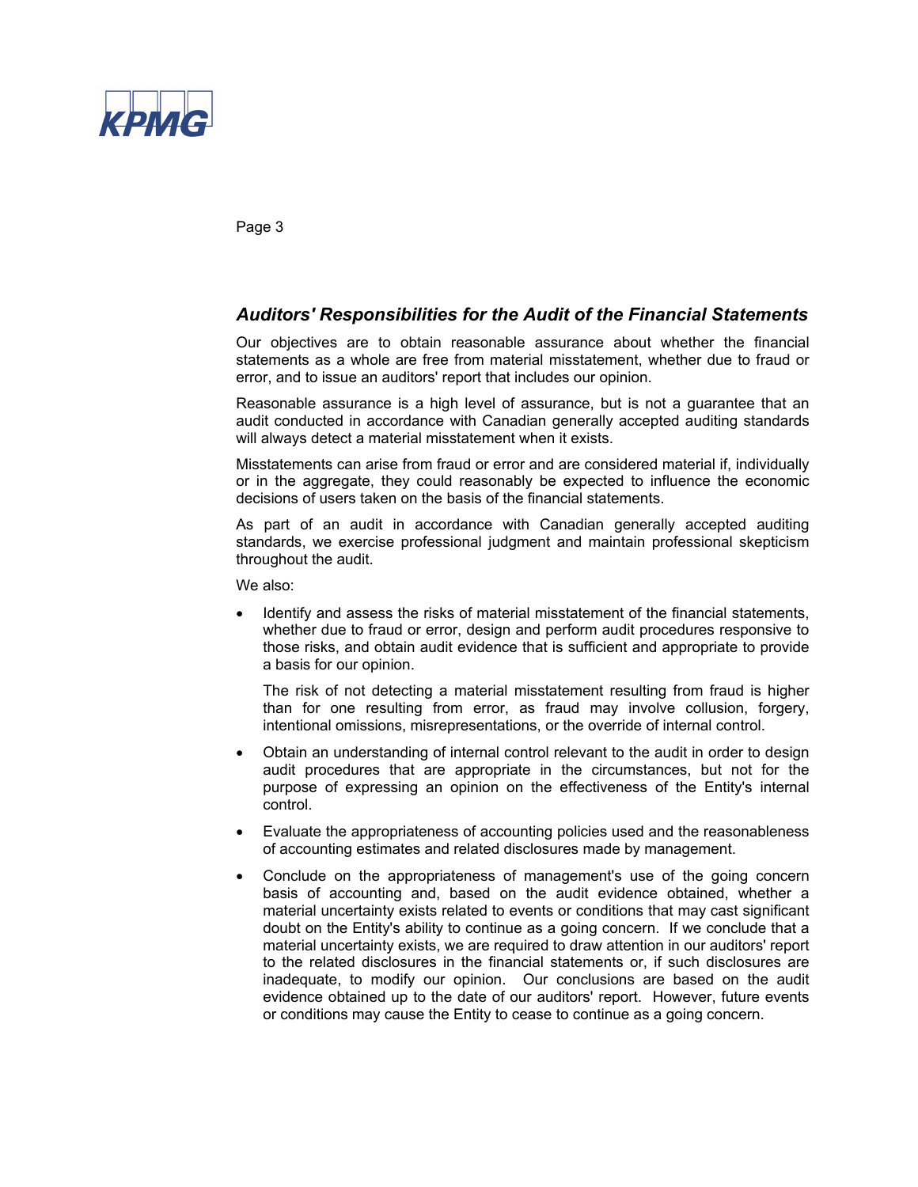## *Auditors' Responsibilities for the Audit of the Financial Statements*

Our objectives are to obtain reasonable assurance about whether the financial statements as a whole are free from material misstatement, whether due to fraud or error, and to issue an auditors' report that includes our opinion.

Reasonable assurance is a high level of assurance, but is not a guarantee that an audit conducted in accordance with Canadian generally accepted auditing standards will always detect a material misstatement when it exists.

Misstatements can arise from fraud or error and are considered material if, individually or in the aggregate, they could reasonably be expected to influence the economic decisions of users taken on the basis of the financial statements.

As part of an audit in accordance with Canadian generally accepted auditing standards, we exercise professional judgment and maintain professional skepticism throughout the audit.

We also:

- Identify and assess the risks of material misstatement of the financial statements, whether due to fraud or error, design and perform audit procedures responsive to those risks, and obtain audit evidence that is sufficient and appropriate to provide a basis for our opinion.

  The risk of not detecting a material misstatement resulting from fraud is higher than for one resulting from error, as fraud may involve collusion, forgery, intentional omissions, misrepresentations, or the override of internal control.

- Obtain an understanding of internal control relevant to the audit in order to design audit procedures that are appropriate in the circumstances, but not for the purpose of expressing an opinion on the effectiveness of the Entity's internal control.

- Evaluate the appropriateness of accounting policies used and the reasonableness of accounting estimates and related disclosures made by management.

- Conclude on the appropriateness of management's use of the going concern basis of accounting and, based on the audit evidence obtained, whether a material uncertainty exists related to events or conditions that may cast significant doubt on the Entity's ability to continue as a going concern. If we conclude that a material uncertainty exists, we are required to draw attention in our auditors' report to the related disclosures in the financial statements or, if such disclosures are inadequate, to modify our opinion. Our conclusions are based on the audit evidence obtained up to the date of our auditors' report. However, future events or conditions may cause the Entity to cease to continue as a going concern.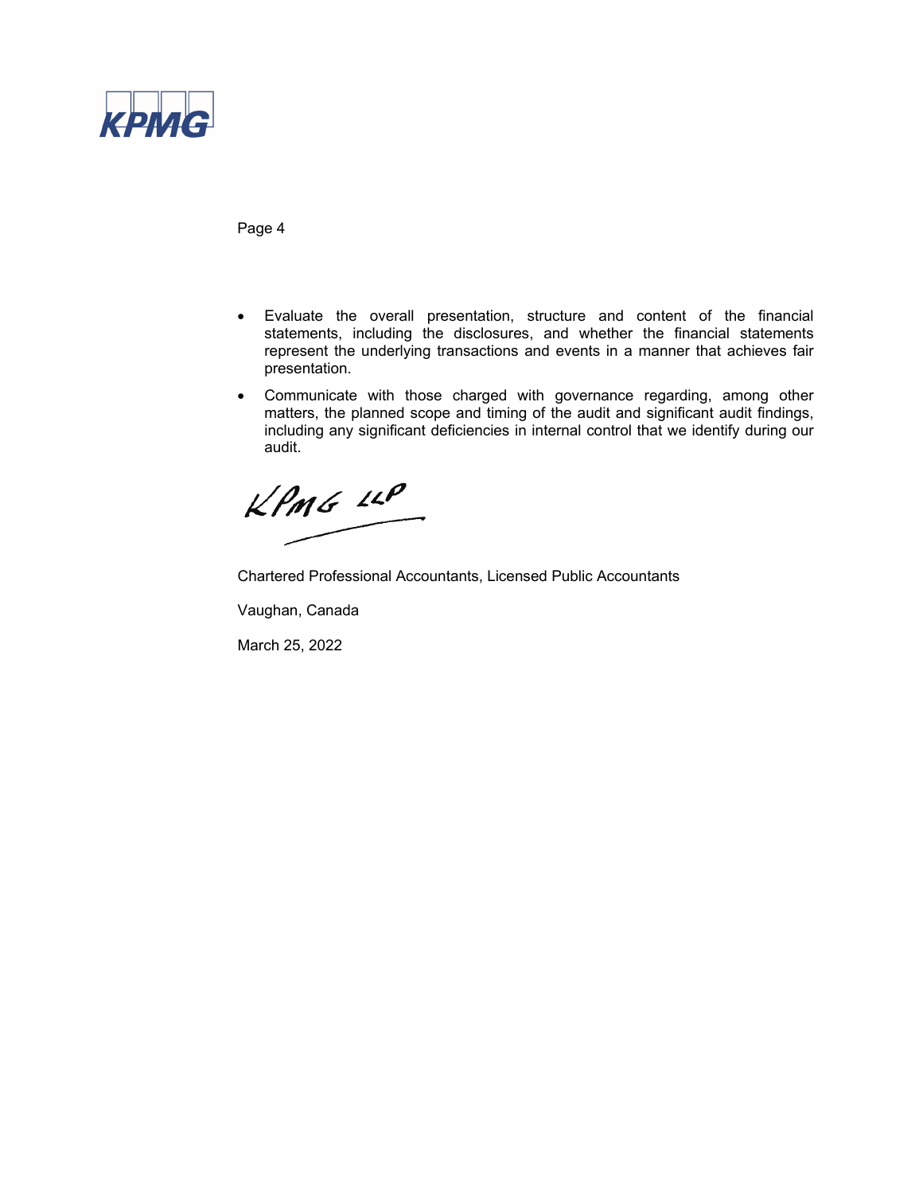- Evaluate the overall presentation, structure and content of the financial statements, including the disclosures, and whether the financial statements represent the underlying transactions and events in a manner that achieves fair presentation.
- Communicate with those charged with governance regarding, among other matters, the planned scope and timing of the audit and significant audit findings, including any significant deficiencies in internal control that we identify during our audit.

KPMG LLP

Chartered Professional Accountants, Licensed Public Accountants

Vaughan, Canada

March 25, 2022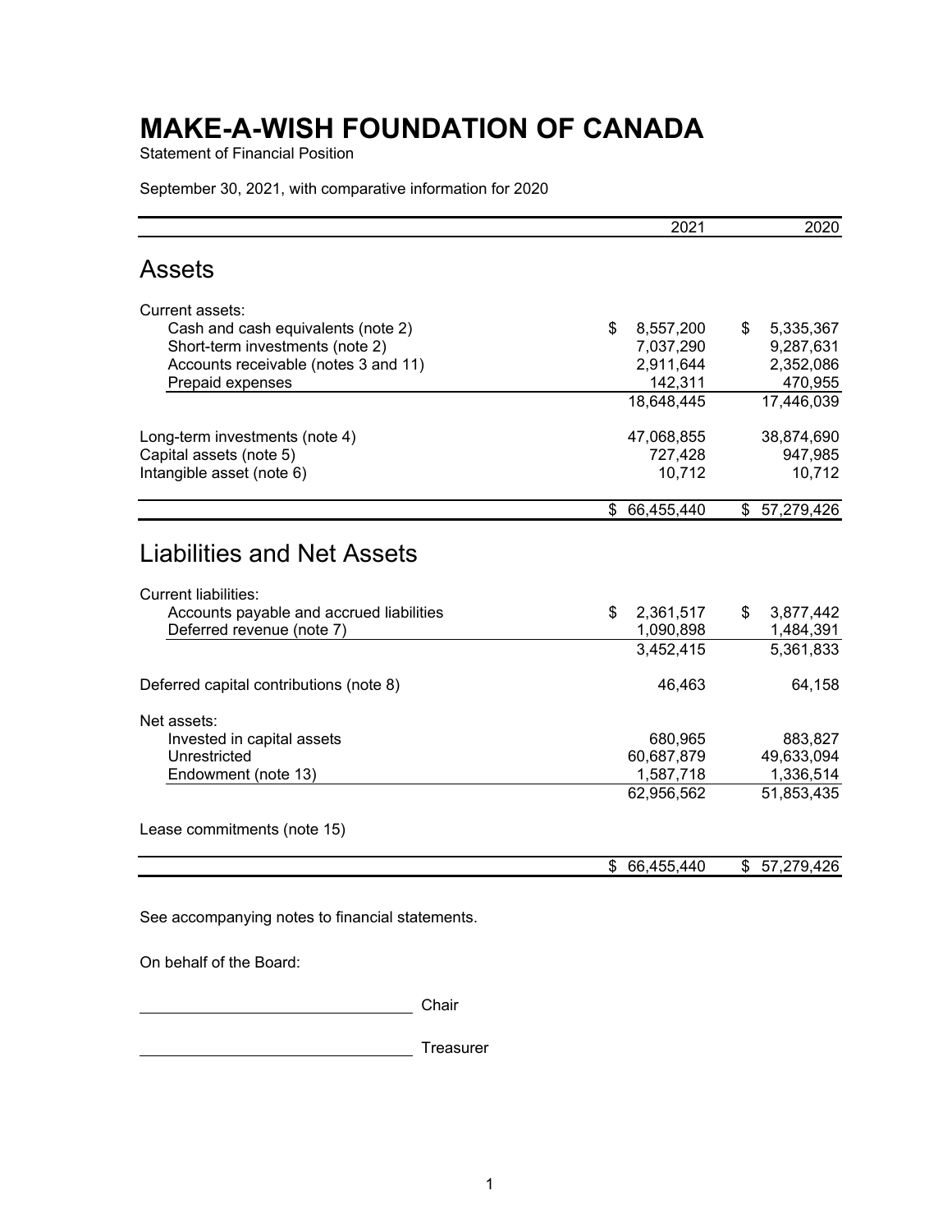# MAKE-A-WISH FOUNDATION OF CANADA

Statement of Financial Position

September 30, 2021, with comparative information for 2020

| | 2021 | 2020 |
|---|---|---|
| **Assets** | | |
| Current assets: | | |
| Cash and cash equivalents (note 2) | $ 8,557,200 | $ 5,335,367 |
| Short-term investments (note 2) | 7,037,290 | 9,287,631 |
| Accounts receivable (notes 3 and 11) | 2,911,644 | 2,352,086 |
| Prepaid expenses | 142,311 | 470,955 |
| | 18,648,445 | 17,446,039 |
| Long-term investments (note 4) | 47,068,855 | 38,874,690 |
| Capital assets (note 5) | 727,428 | 947,985 |
| Intangible asset (note 6) | 10,712 | 10,712 |
| | $ 66,455,440 | $ 57,279,426 |
| **Liabilities and Net Assets** | | |
| Current liabilities: | | |
| Accounts payable and accrued liabilities | $ 2,361,517 | $ 3,877,442 |
| Deferred revenue (note 7) | 1,090,898 | 1,484,391 |
| | 3,452,415 | 5,361,833 |
| Deferred capital contributions (note 8) | 46,463 | 64,158 |
| Net assets: | | |
| Invested in capital assets | 680,965 | 883,827 |
| Unrestricted | 60,687,879 | 49,633,094 |
| Endowment (note 13) | 1,587,718 | 1,336,514 |
| | 62,956,562 | 51,853,435 |
| Lease commitments (note 15) | | |
| | $ 66,455,440 | $ 57,279,426 |

See accompanying notes to financial statements.

On behalf of the Board:

\_\_\_\_\_\_\_\_\_\_\_\_\_\_\_\_\_\_\_\_\_\_\_\_\_\_\_\_ Chair

\_\_\_\_\_\_\_\_\_\_\_\_\_\_\_\_\_\_\_\_\_\_\_\_\_\_\_\_ Treasurer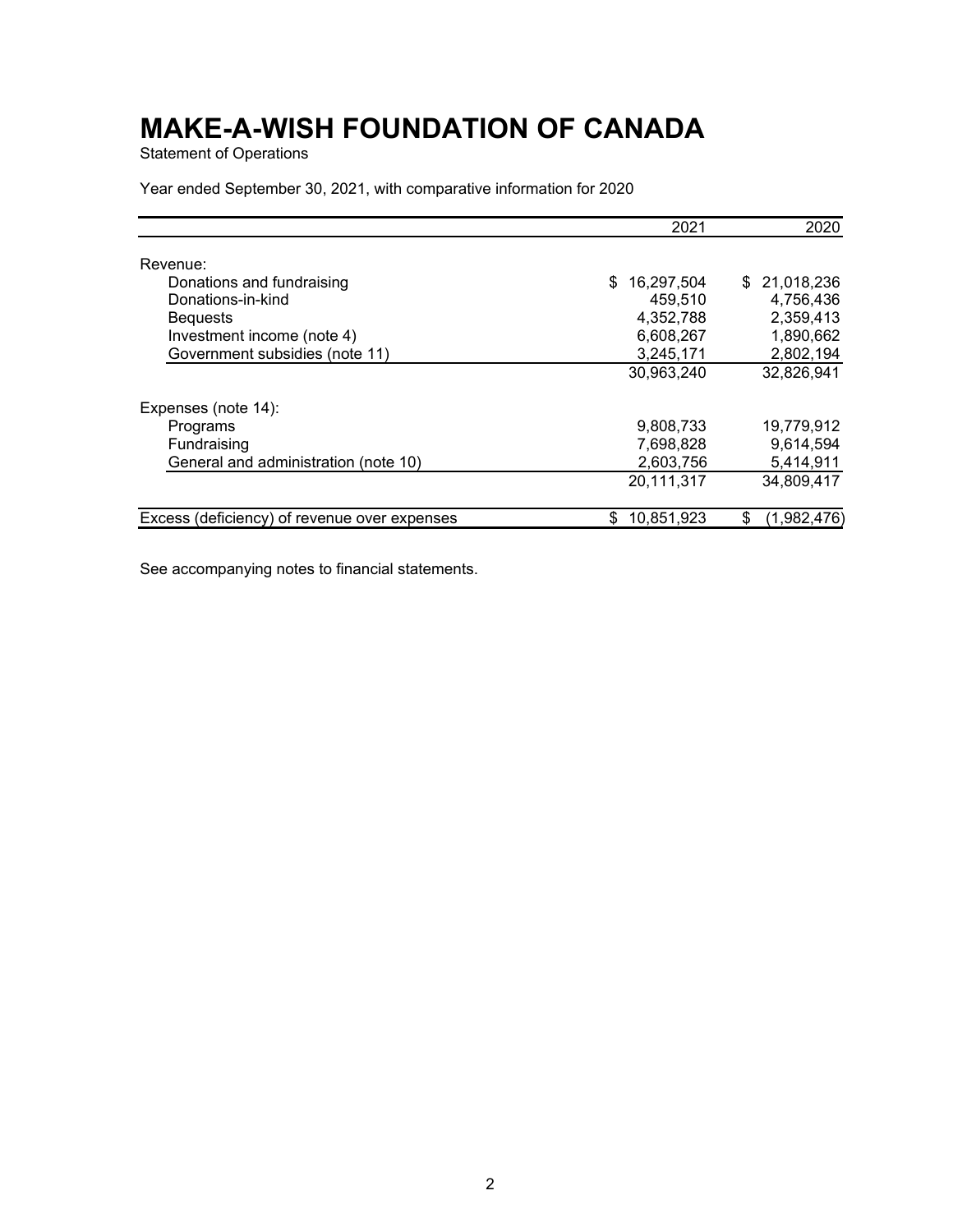# MAKE-A-WISH FOUNDATION OF CANADA

Statement of Operations

Year ended September 30, 2021, with comparative information for 2020

| | 2021 | 2020 |
|---|---|---|
| Revenue: | | |
| Donations and fundraising | $ 16,297,504 | $ 21,018,236 |
| Donations-in-kind | 459,510 | 4,756,436 |
| Bequests | 4,352,788 | 2,359,413 |
| Investment income (note 4) | 6,608,267 | 1,890,662 |
| Government subsidies (note 11) | 3,245,171 | 2,802,194 |
| | 30,963,240 | 32,826,941 |
| Expenses (note 14): | | |
| Programs | 9,808,733 | 19,779,912 |
| Fundraising | 7,698,828 | 9,614,594 |
| General and administration (note 10) | 2,603,756 | 5,414,911 |
| | 20,111,317 | 34,809,417 |
| Excess (deficiency) of revenue over expenses | $ 10,851,923 | $ (1,982,476) |

See accompanying notes to financial statements.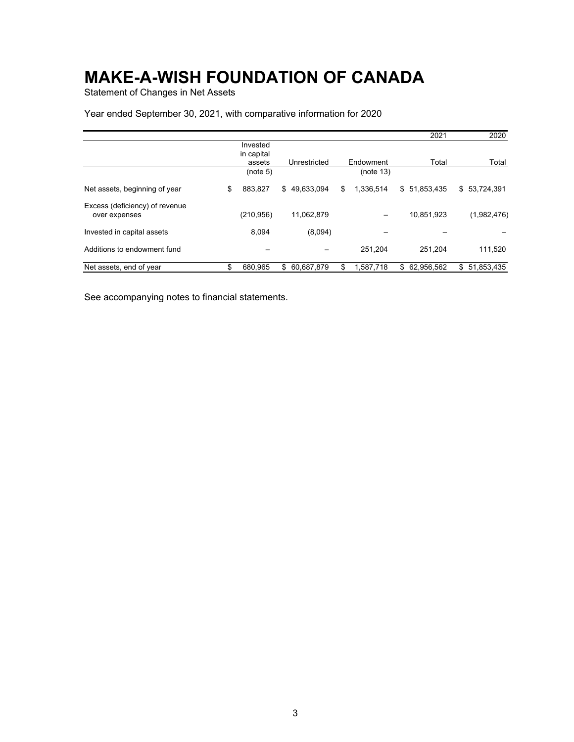# MAKE-A-WISH FOUNDATION OF CANADA

Statement of Changes in Net Assets

Year ended September 30, 2021, with comparative information for 2020

| | Invested in capital assets (note 5) | Unrestricted | Endowment (note 13) | 2021 Total | 2020 Total |
|---|---|---|---|---|---|
| Net assets, beginning of year | $ 883,827 | $ 49,633,094 | $ 1,336,514 | $ 51,853,435 | $ 53,724,391 |
| Excess (deficiency) of revenue over expenses | (210,956) | 11,062,879 | – | 10,851,923 | (1,982,476) |
| Invested in capital assets | 8,094 | (8,094) | – | – | – |
| Additions to endowment fund | – | – | 251,204 | 251,204 | 111,520 |
| Net assets, end of year | $ 680,965 | $ 60,687,879 | $ 1,587,718 | $ 62,956,562 | $ 51,853,435 |

See accompanying notes to financial statements.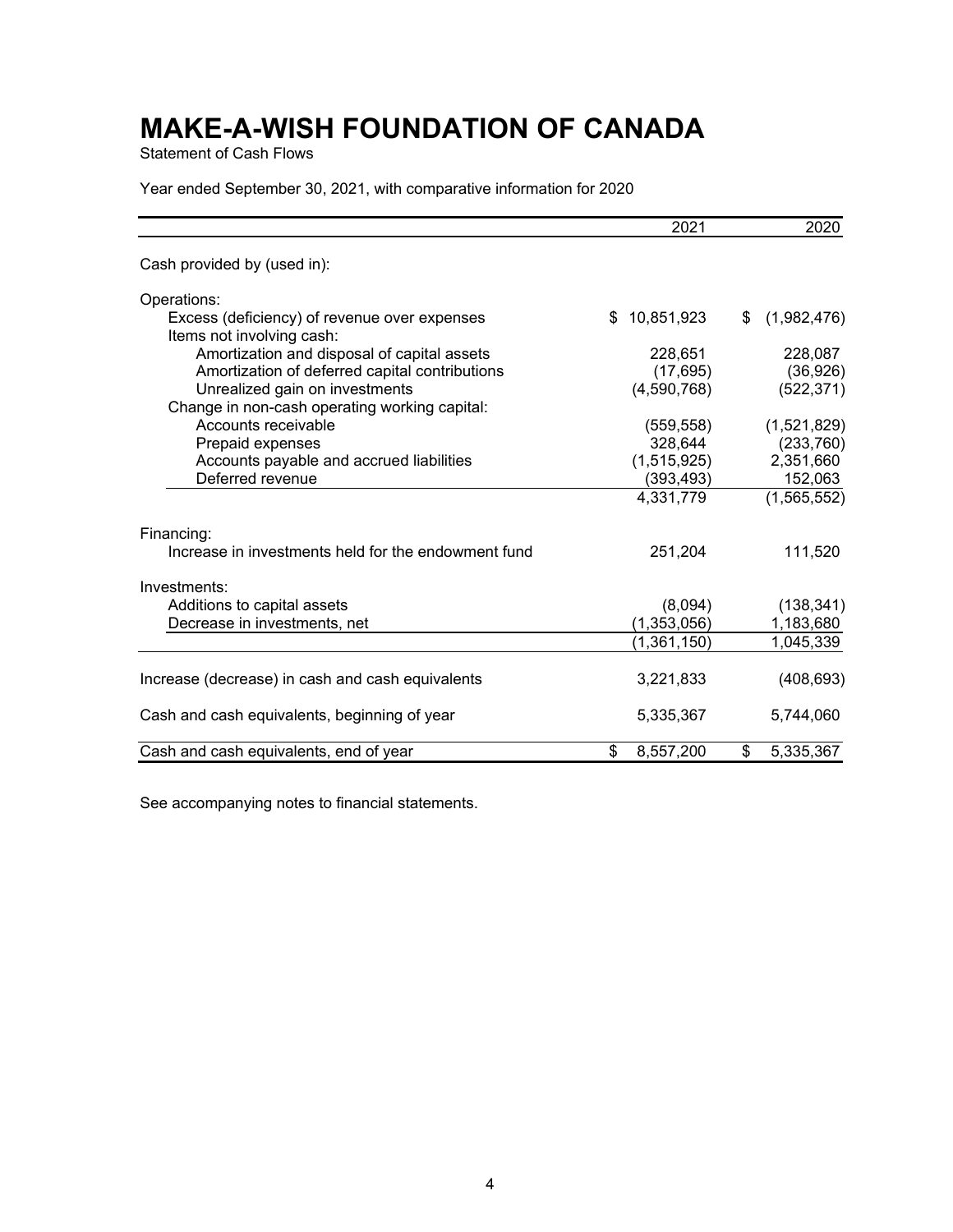# MAKE-A-WISH FOUNDATION OF CANADA

Statement of Cash Flows

Year ended September 30, 2021, with comparative information for 2020

| | 2021 | 2020 |
|---|---|---|
| Cash provided by (used in): | | |
| Operations: | | |
| Excess (deficiency) of revenue over expenses | $ 10,851,923 | $ (1,982,476) |
| Items not involving cash: | | |
| Amortization and disposal of capital assets | 228,651 | 228,087 |
| Amortization of deferred capital contributions | (17,695) | (36,926) |
| Unrealized gain on investments | (4,590,768) | (522,371) |
| Change in non-cash operating working capital: | | |
| Accounts receivable | (559,558) | (1,521,829) |
| Prepaid expenses | 328,644 | (233,760) |
| Accounts payable and accrued liabilities | (1,515,925) | 2,351,660 |
| Deferred revenue | (393,493) | 152,063 |
| | 4,331,779 | (1,565,552) |
| Financing: | | |
| Increase in investments held for the endowment fund | 251,204 | 111,520 |
| Investments: | | |
| Additions to capital assets | (8,094) | (138,341) |
| Decrease in investments, net | (1,353,056) | 1,183,680 |
| | (1,361,150) | 1,045,339 |
| Increase (decrease) in cash and cash equivalents | 3,221,833 | (408,693) |
| Cash and cash equivalents, beginning of year | 5,335,367 | 5,744,060 |
| Cash and cash equivalents, end of year | $ 8,557,200 | $ 5,335,367 |

See accompanying notes to financial statements.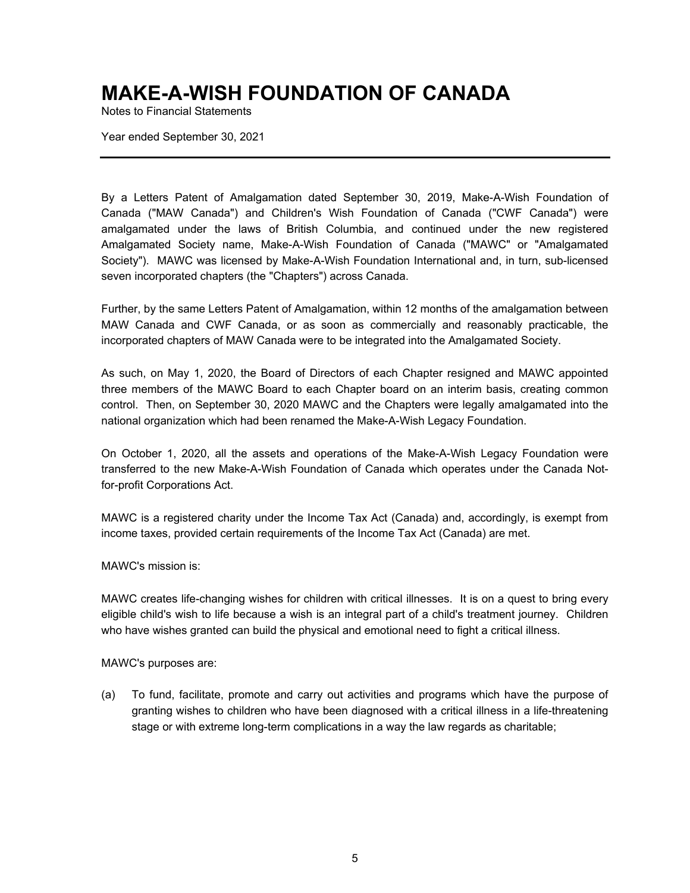# MAKE-A-WISH FOUNDATION OF CANADA

Notes to Financial Statements

Year ended September 30, 2021

---

By a Letters Patent of Amalgamation dated September 30, 2019, Make-A-Wish Foundation of Canada ("MAW Canada") and Children's Wish Foundation of Canada ("CWF Canada") were amalgamated under the laws of British Columbia, and continued under the new registered Amalgamated Society name, Make-A-Wish Foundation of Canada ("MAWC" or "Amalgamated Society"). MAWC was licensed by Make-A-Wish Foundation International and, in turn, sub-licensed seven incorporated chapters (the "Chapters") across Canada.

Further, by the same Letters Patent of Amalgamation, within 12 months of the amalgamation between MAW Canada and CWF Canada, or as soon as commercially and reasonably practicable, the incorporated chapters of MAW Canada were to be integrated into the Amalgamated Society.

As such, on May 1, 2020, the Board of Directors of each Chapter resigned and MAWC appointed three members of the MAWC Board to each Chapter board on an interim basis, creating common control. Then, on September 30, 2020 MAWC and the Chapters were legally amalgamated into the national organization which had been renamed the Make-A-Wish Legacy Foundation.

On October 1, 2020, all the assets and operations of the Make-A-Wish Legacy Foundation were transferred to the new Make-A-Wish Foundation of Canada which operates under the Canada Not-for-profit Corporations Act.

MAWC is a registered charity under the Income Tax Act (Canada) and, accordingly, is exempt from income taxes, provided certain requirements of the Income Tax Act (Canada) are met.

MAWC's mission is:

MAWC creates life-changing wishes for children with critical illnesses. It is on a quest to bring every eligible child's wish to life because a wish is an integral part of a child's treatment journey. Children who have wishes granted can build the physical and emotional need to fight a critical illness.

MAWC's purposes are:

(a) To fund, facilitate, promote and carry out activities and programs which have the purpose of granting wishes to children who have been diagnosed with a critical illness in a life-threatening stage or with extreme long-term complications in a way the law regards as charitable;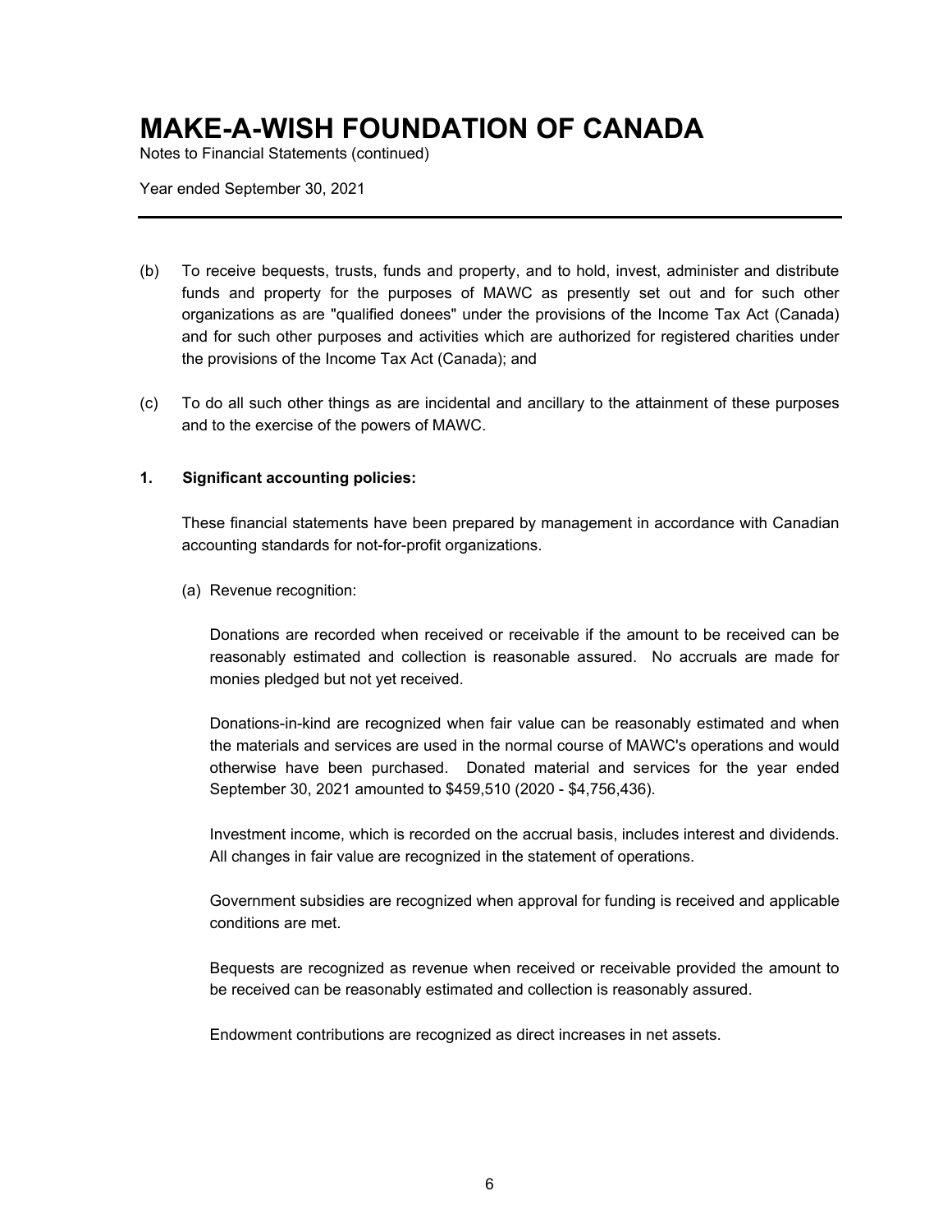(b) To receive bequests, trusts, funds and property, and to hold, invest, administer and distribute funds and property for the purposes of MAWC as presently set out and for such other organizations as are "qualified donees" under the provisions of the Income Tax Act (Canada) and for such other purposes and activities which are authorized for registered charities under the provisions of the Income Tax Act (Canada); and

(c) To do all such other things as are incidental and ancillary to the attainment of these purposes and to the exercise of the powers of MAWC.

## 1. Significant accounting policies:

These financial statements have been prepared by management in accordance with Canadian accounting standards for not-for-profit organizations.

(a) Revenue recognition:

Donations are recorded when received or receivable if the amount to be received can be reasonably estimated and collection is reasonable assured. No accruals are made for monies pledged but not yet received.

Donations-in-kind are recognized when fair value can be reasonably estimated and when the materials and services are used in the normal course of MAWC's operations and would otherwise have been purchased. Donated material and services for the year ended September 30, 2021 amounted to $459,510 (2020 - $4,756,436).

Investment income, which is recorded on the accrual basis, includes interest and dividends. All changes in fair value are recognized in the statement of operations.

Government subsidies are recognized when approval for funding is received and applicable conditions are met.

Bequests are recognized as revenue when received or receivable provided the amount to be received can be reasonably estimated and collection is reasonably assured.

Endowment contributions are recognized as direct increases in net assets.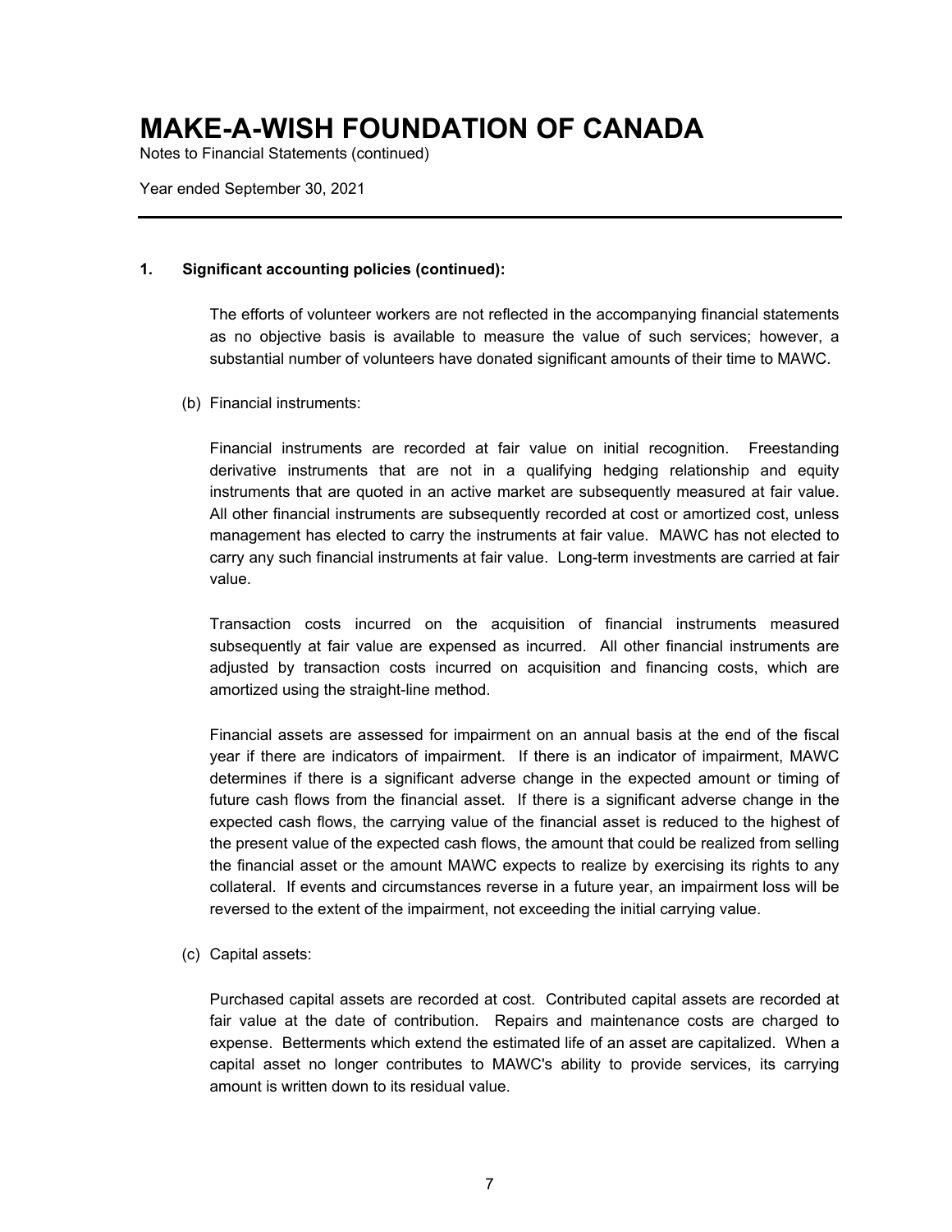# MAKE-A-WISH FOUNDATION OF CANADA

Notes to Financial Statements (continued)

Year ended September 30, 2021

---

**1. Significant accounting policies (continued):**

The efforts of volunteer workers are not reflected in the accompanying financial statements as no objective basis is available to measure the value of such services; however, a substantial number of volunteers have donated significant amounts of their time to MAWC.

(b) Financial instruments:

Financial instruments are recorded at fair value on initial recognition. Freestanding derivative instruments that are not in a qualifying hedging relationship and equity instruments that are quoted in an active market are subsequently measured at fair value. All other financial instruments are subsequently recorded at cost or amortized cost, unless management has elected to carry the instruments at fair value. MAWC has not elected to carry any such financial instruments at fair value. Long-term investments are carried at fair value.

Transaction costs incurred on the acquisition of financial instruments measured subsequently at fair value are expensed as incurred. All other financial instruments are adjusted by transaction costs incurred on acquisition and financing costs, which are amortized using the straight-line method.

Financial assets are assessed for impairment on an annual basis at the end of the fiscal year if there are indicators of impairment. If there is an indicator of impairment, MAWC determines if there is a significant adverse change in the expected amount or timing of future cash flows from the financial asset. If there is a significant adverse change in the expected cash flows, the carrying value of the financial asset is reduced to the highest of the present value of the expected cash flows, the amount that could be realized from selling the financial asset or the amount MAWC expects to realize by exercising its rights to any collateral. If events and circumstances reverse in a future year, an impairment loss will be reversed to the extent of the impairment, not exceeding the initial carrying value.

(c) Capital assets:

Purchased capital assets are recorded at cost. Contributed capital assets are recorded at fair value at the date of contribution. Repairs and maintenance costs are charged to expense. Betterments which extend the estimated life of an asset are capitalized. When a capital asset no longer contributes to MAWC's ability to provide services, its carrying amount is written down to its residual value.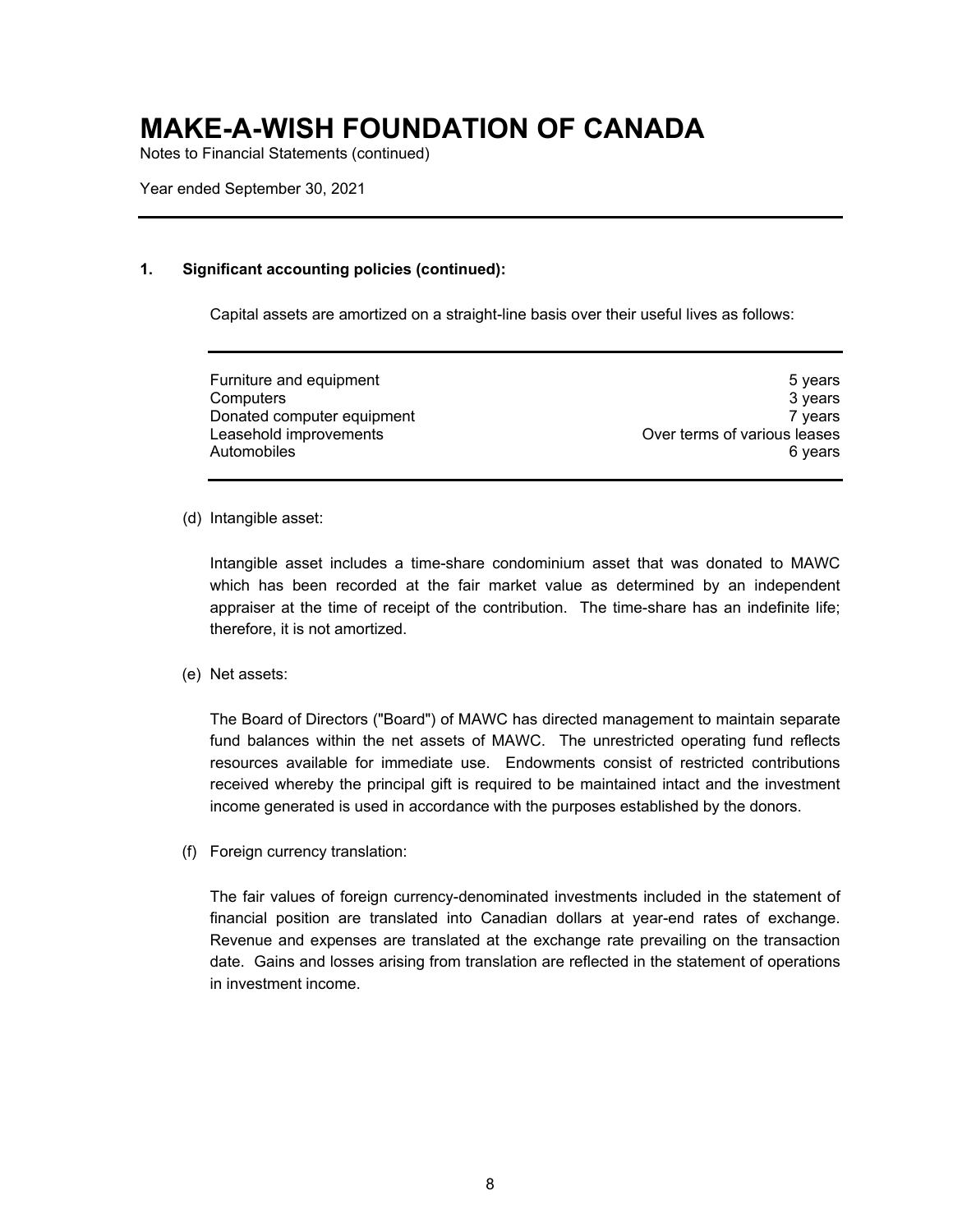# MAKE-A-WISH FOUNDATION OF CANADA

Notes to Financial Statements (continued)

Year ended September 30, 2021

**1. Significant accounting policies (continued):**

Capital assets are amortized on a straight-line basis over their useful lives as follows:

| | |
|---|---|
| Furniture and equipment | 5 years |
| Computers | 3 years |
| Donated computer equipment | 7 years |
| Leasehold improvements | Over terms of various leases |
| Automobiles | 6 years |

(d) Intangible asset:

Intangible asset includes a time-share condominium asset that was donated to MAWC which has been recorded at the fair market value as determined by an independent appraiser at the time of receipt of the contribution. The time-share has an indefinite life; therefore, it is not amortized.

(e) Net assets:

The Board of Directors ("Board") of MAWC has directed management to maintain separate fund balances within the net assets of MAWC. The unrestricted operating fund reflects resources available for immediate use. Endowments consist of restricted contributions received whereby the principal gift is required to be maintained intact and the investment income generated is used in accordance with the purposes established by the donors.

(f) Foreign currency translation:

The fair values of foreign currency-denominated investments included in the statement of financial position are translated into Canadian dollars at year-end rates of exchange. Revenue and expenses are translated at the exchange rate prevailing on the transaction date. Gains and losses arising from translation are reflected in the statement of operations in investment income.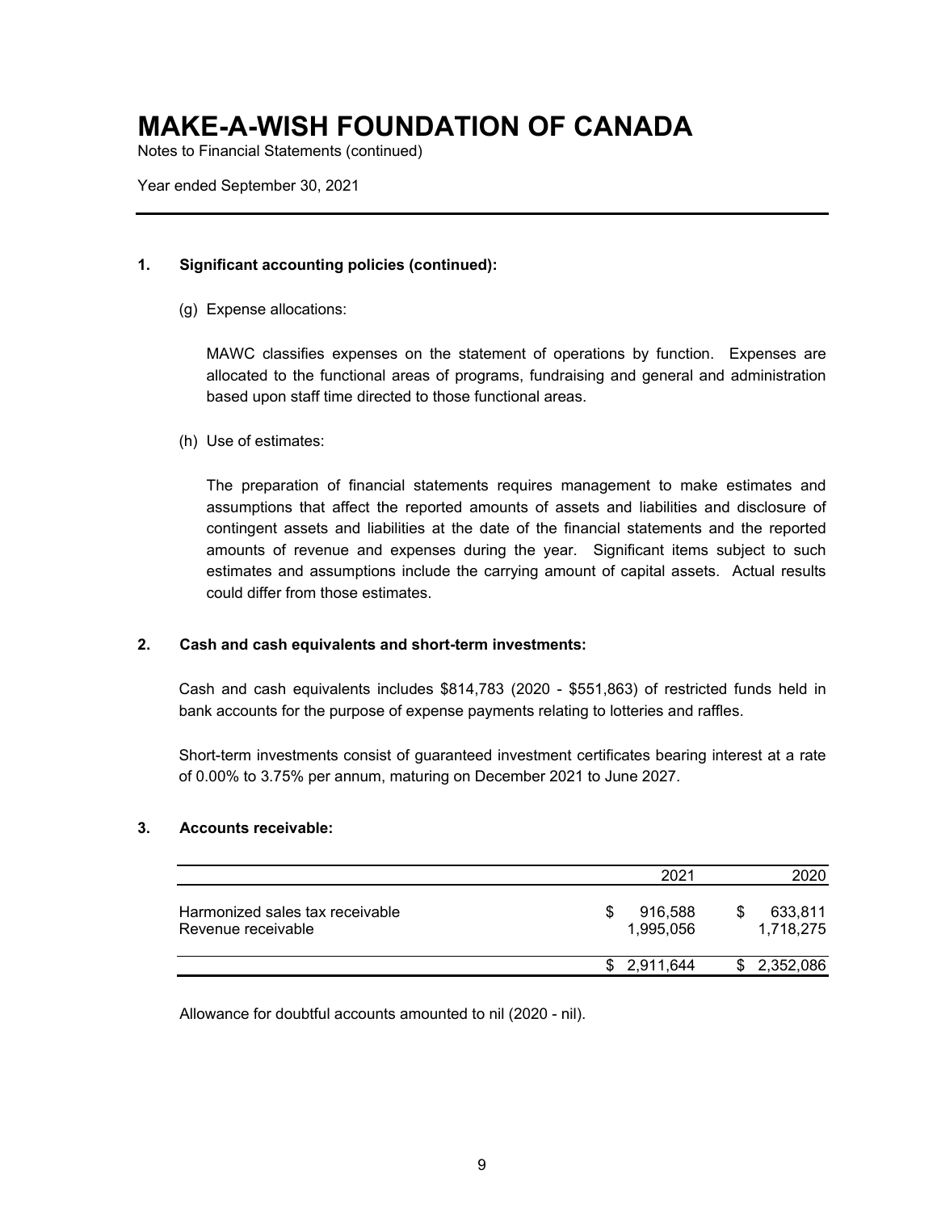# MAKE-A-WISH FOUNDATION OF CANADA

Notes to Financial Statements (continued)

Year ended September 30, 2021

## 1. Significant accounting policies (continued):

(g) Expense allocations:

MAWC classifies expenses on the statement of operations by function. Expenses are allocated to the functional areas of programs, fundraising and general and administration based upon staff time directed to those functional areas.

(h) Use of estimates:

The preparation of financial statements requires management to make estimates and assumptions that affect the reported amounts of assets and liabilities and disclosure of contingent assets and liabilities at the date of the financial statements and the reported amounts of revenue and expenses during the year. Significant items subject to such estimates and assumptions include the carrying amount of capital assets. Actual results could differ from those estimates.

## 2. Cash and cash equivalents and short-term investments:

Cash and cash equivalents includes $814,783 (2020 - $551,863) of restricted funds held in bank accounts for the purpose of expense payments relating to lotteries and raffles.

Short-term investments consist of guaranteed investment certificates bearing interest at a rate of 0.00% to 3.75% per annum, maturing on December 2021 to June 2027.

## 3. Accounts receivable:

| | 2021 | 2020 |
|---|---|---|
| Harmonized sales tax receivable | $ 916,588 | $ 633,811 |
| Revenue receivable | 1,995,056 | 1,718,275 |
| | $ 2,911,644 | $ 2,352,086 |

Allowance for doubtful accounts amounted to nil (2020 - nil).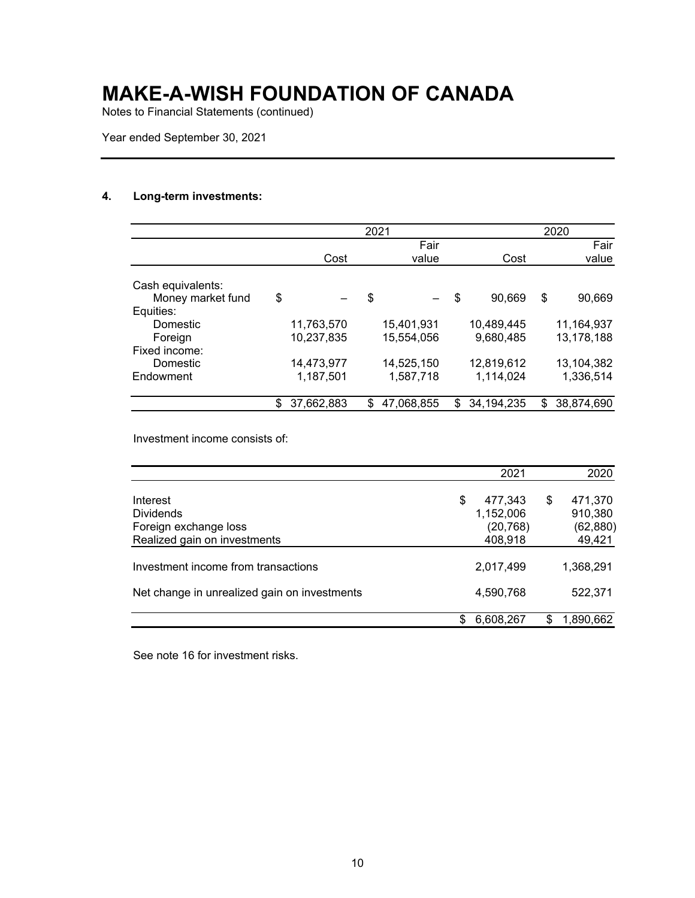# MAKE-A-WISH FOUNDATION OF CANADA

Notes to Financial Statements (continued)

Year ended September 30, 2021

## 4. Long-term investments:

| | 2021 | | 2020 | |
|---|---|---|---|---|
| | Cost | Fair value | Cost | Fair value |
| Cash equivalents: | | | | |
| Money market fund | $ – | $ – | $ 90,669 | $ 90,669 |
| Equities: | | | | |
| Domestic | 11,763,570 | 15,401,931 | 10,489,445 | 11,164,937 |
| Foreign | 10,237,835 | 15,554,056 | 9,680,485 | 13,178,188 |
| Fixed income: | | | | |
| Domestic | 14,473,977 | 14,525,150 | 12,819,612 | 13,104,382 |
| Endowment | 1,187,501 | 1,587,718 | 1,114,024 | 1,336,514 |
| | $ 37,662,883 | $ 47,068,855 | $ 34,194,235 | $ 38,874,690 |

Investment income consists of:

| | 2021 | 2020 |
|---|---|---|
| Interest | $ 477,343 | $ 471,370 |
| Dividends | 1,152,006 | 910,380 |
| Foreign exchange loss | (20,768) | (62,880) |
| Realized gain on investments | 408,918 | 49,421 |
| Investment income from transactions | 2,017,499 | 1,368,291 |
| Net change in unrealized gain on investments | 4,590,768 | 522,371 |
| | $ 6,608,267 | $ 1,890,662 |

See note 16 for investment risks.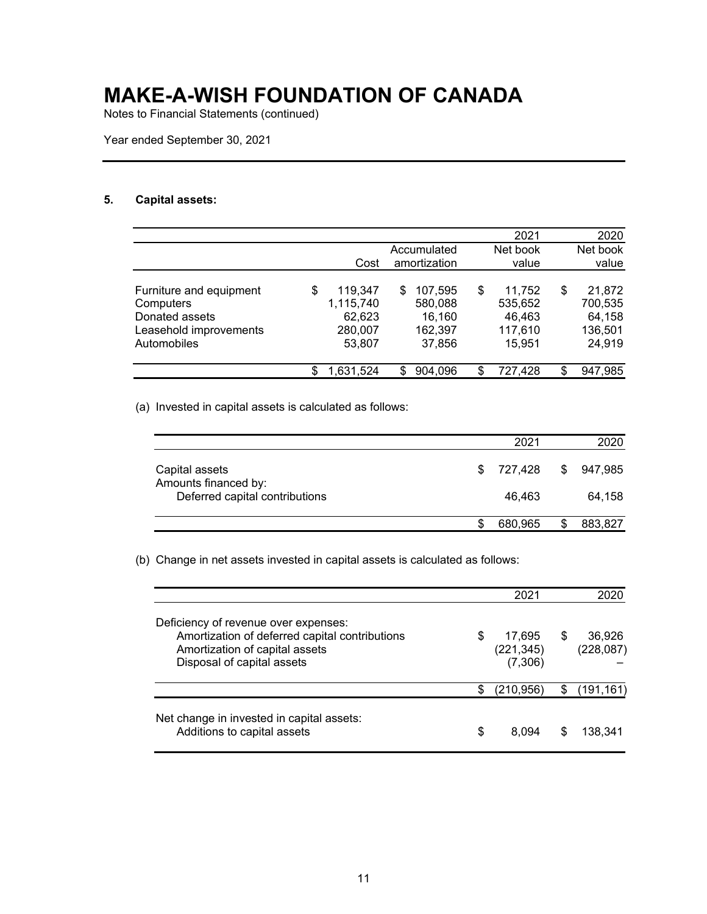# MAKE-A-WISH FOUNDATION OF CANADA

Notes to Financial Statements (continued)

Year ended September 30, 2021

### 5. Capital assets:

| | | | 2021 | 2020 |
|---|---|---|---|---|
| | Cost | Accumulated amortization | Net book value | Net book value |
| Furniture and equipment | $ 119,347 | $ 107,595 | $ 11,752 | $ 21,872 |
| Computers | 1,115,740 | 580,088 | 535,652 | 700,535 |
| Donated assets | 62,623 | 16,160 | 46,463 | 64,158 |
| Leasehold improvements | 280,007 | 162,397 | 117,610 | 136,501 |
| Automobiles | 53,807 | 37,856 | 15,951 | 24,919 |
| | $ 1,631,524 | $ 904,096 | $ 727,428 | $ 947,985 |

(a) Invested in capital assets is calculated as follows:

| | 2021 | 2020 |
|---|---|---|
| Capital assets | $ 727,428 | $ 947,985 |
| Amounts financed by: | | |
| Deferred capital contributions | 46,463 | 64,158 |
| | $ 680,965 | $ 883,827 |

(b) Change in net assets invested in capital assets is calculated as follows:

| | 2021 | 2020 |
|---|---|---|
| Deficiency of revenue over expenses: | | |
| Amortization of deferred capital contributions | $ 17,695 | $ 36,926 |
| Amortization of capital assets | (221,345) | (228,087) |
| Disposal of capital assets | (7,306) | – |
| | $ (210,956) | $ (191,161) |
| Net change in invested in capital assets: | | |
| Additions to capital assets | $ 8,094 | $ 138,341 |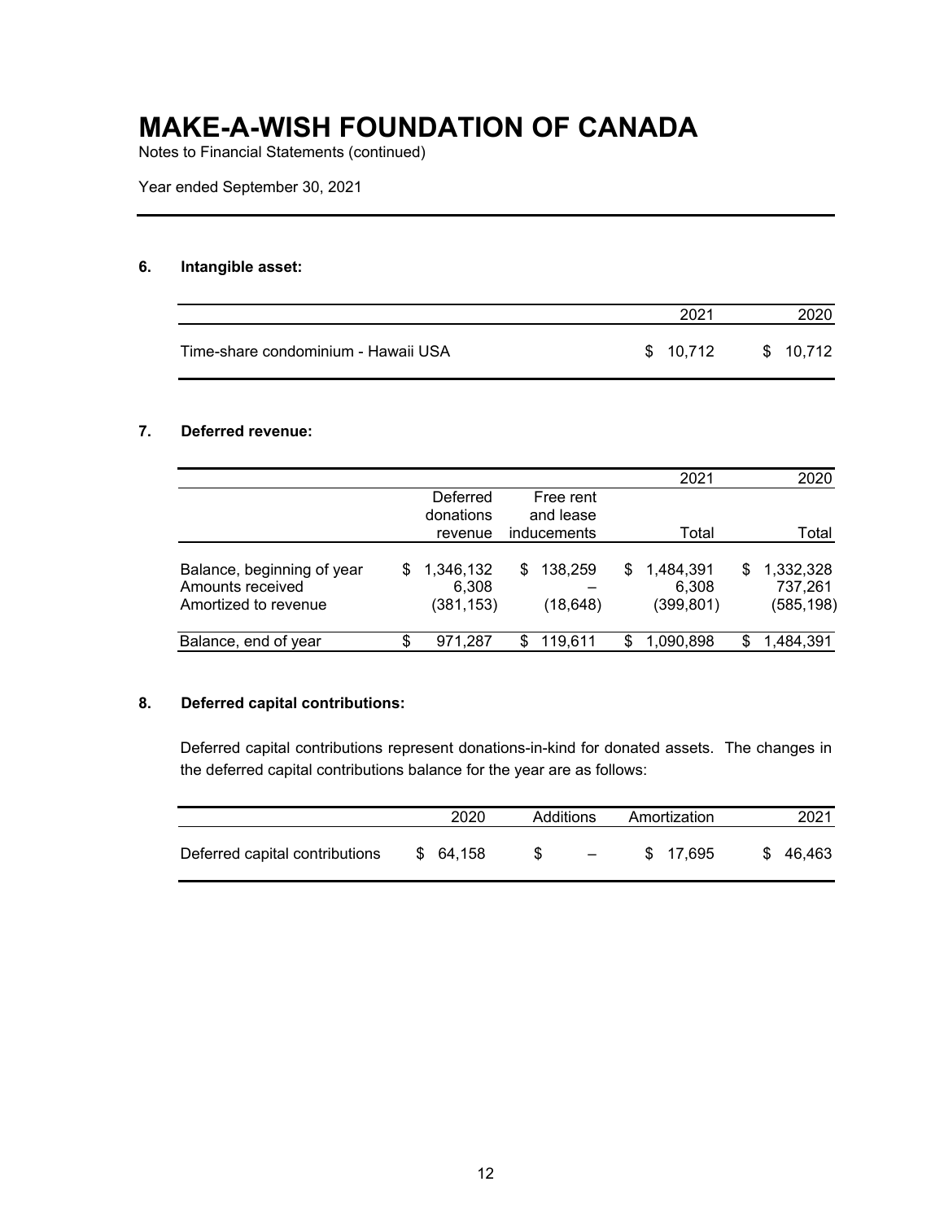# MAKE-A-WISH FOUNDATION OF CANADA

Notes to Financial Statements (continued)

Year ended September 30, 2021

### 6. Intangible asset:

| | 2021 | 2020 |
|---|---|---|
| Time-share condominium - Hawaii USA | $ 10,712 | $ 10,712 |

### 7. Deferred revenue:

| | | | 2021 | 2020 |
|---|---|---|---|---|
| | Deferred donations revenue | Free rent and lease inducements | Total | Total |
| Balance, beginning of year | $ 1,346,132 | $ 138,259 | $ 1,484,391 | $ 1,332,328 |
| Amounts received | 6,308 | – | 6,308 | 737,261 |
| Amortized to revenue | (381,153) | (18,648) | (399,801) | (585,198) |
| Balance, end of year | $ 971,287 | $ 119,611 | $ 1,090,898 | $ 1,484,391 |

### 8. Deferred capital contributions:

Deferred capital contributions represent donations-in-kind for donated assets. The changes in the deferred capital contributions balance for the year are as follows:

| | 2020 | Additions | Amortization | 2021 |
|---|---|---|---|---|
| Deferred capital contributions | $ 64,158 | $ – | $ 17,695 | $ 46,463 |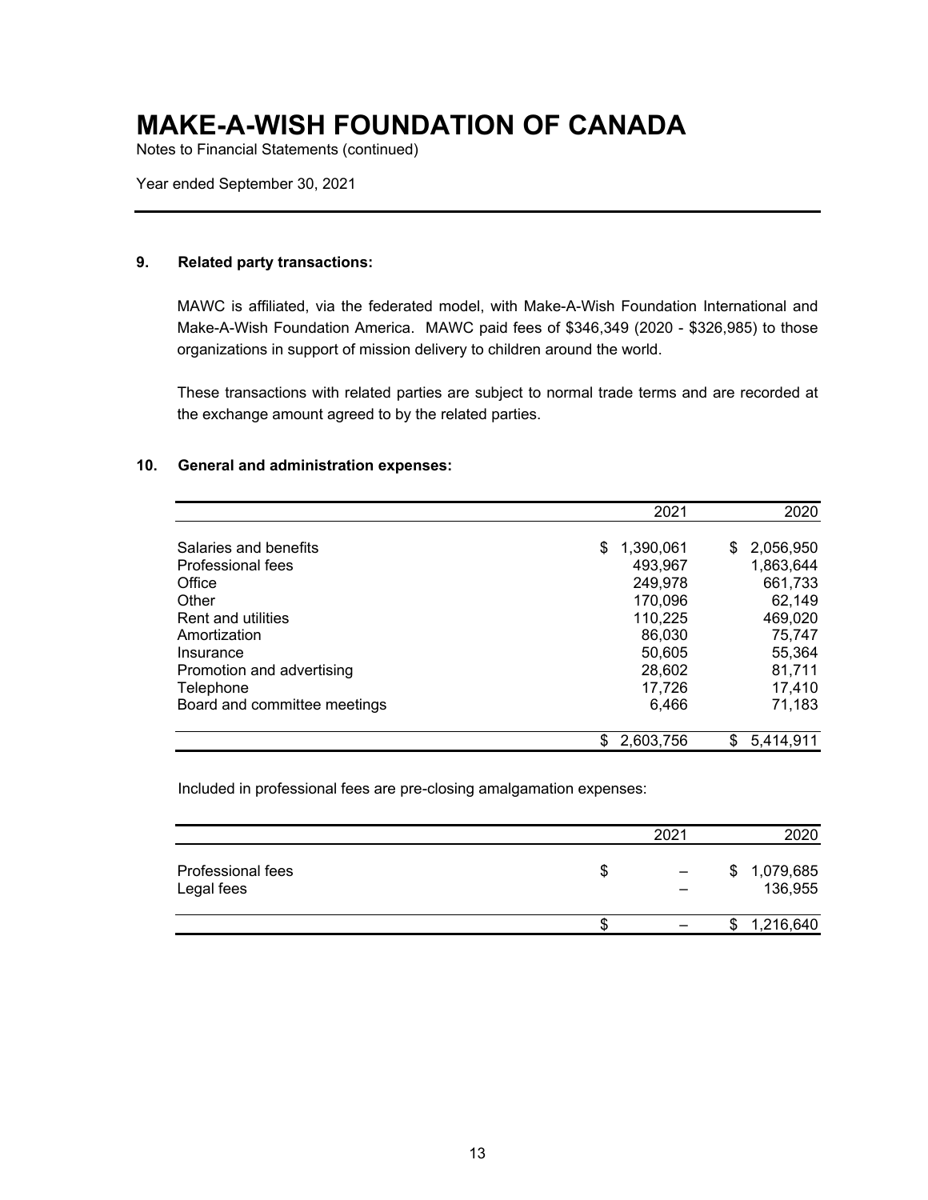# MAKE-A-WISH FOUNDATION OF CANADA

Notes to Financial Statements (continued)

Year ended September 30, 2021

## 9. Related party transactions:

MAWC is affiliated, via the federated model, with Make-A-Wish Foundation International and Make-A-Wish Foundation America. MAWC paid fees of $346,349 (2020 - $326,985) to those organizations in support of mission delivery to children around the world.

These transactions with related parties are subject to normal trade terms and are recorded at the exchange amount agreed to by the related parties.

## 10. General and administration expenses:

| | 2021 | 2020 |
|---|---|---|
| Salaries and benefits | $ 1,390,061 | $ 2,056,950 |
| Professional fees | 493,967 | 1,863,644 |
| Office | 249,978 | 661,733 |
| Other | 170,096 | 62,149 |
| Rent and utilities | 110,225 | 469,020 |
| Amortization | 86,030 | 75,747 |
| Insurance | 50,605 | 55,364 |
| Promotion and advertising | 28,602 | 81,711 |
| Telephone | 17,726 | 17,410 |
| Board and committee meetings | 6,466 | 71,183 |
| | $ 2,603,756 | $ 5,414,911 |

Included in professional fees are pre-closing amalgamation expenses:

| | 2021 | 2020 |
|---|---|---|
| Professional fees | $ – | $ 1,079,685 |
| Legal fees | – | 136,955 |
| | $ – | $ 1,216,640 |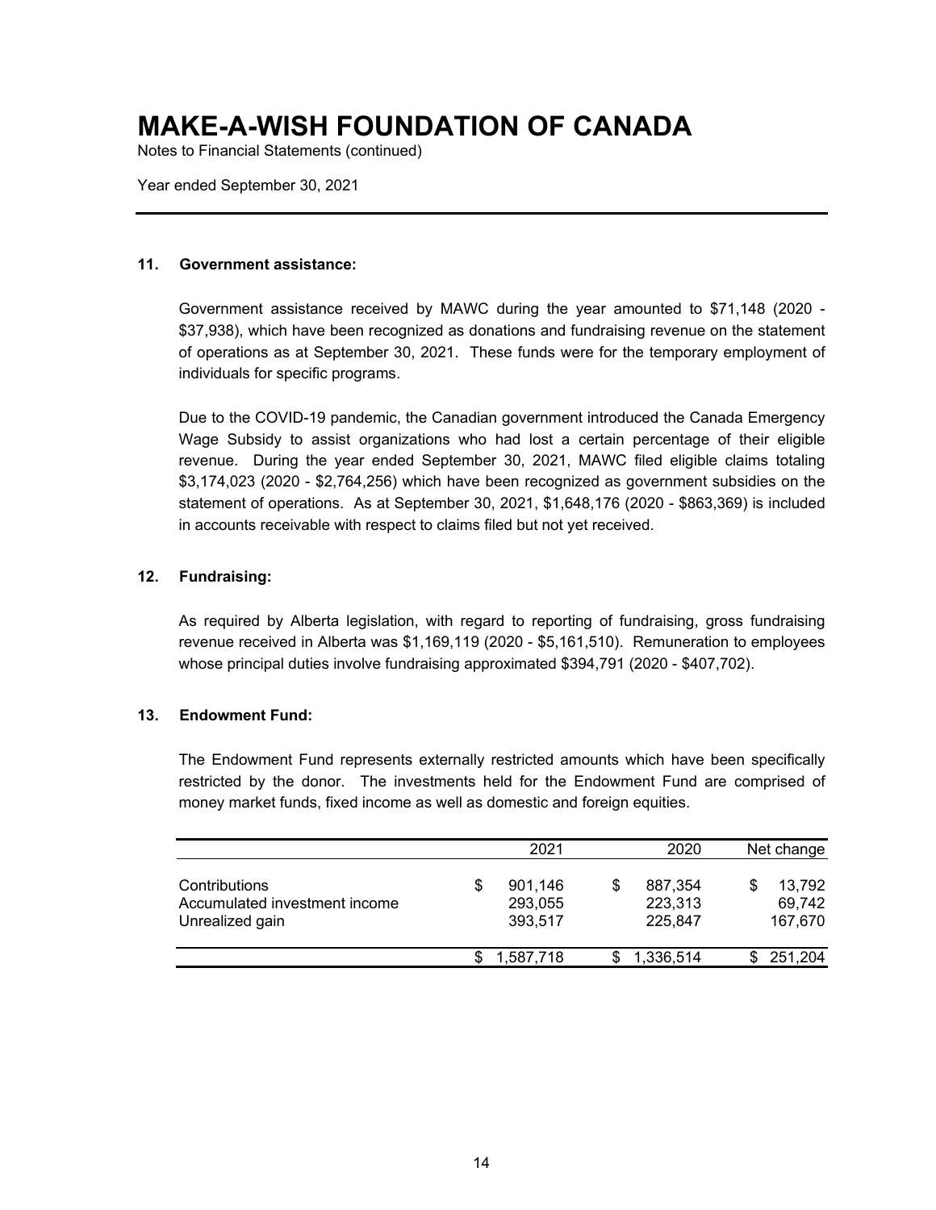# MAKE-A-WISH FOUNDATION OF CANADA

Notes to Financial Statements (continued)

Year ended September 30, 2021

---

### 11. Government assistance:

Government assistance received by MAWC during the year amounted to $71,148 (2020 - $37,938), which have been recognized as donations and fundraising revenue on the statement of operations as at September 30, 2021. These funds were for the temporary employment of individuals for specific programs.

Due to the COVID-19 pandemic, the Canadian government introduced the Canada Emergency Wage Subsidy to assist organizations who had lost a certain percentage of their eligible revenue. During the year ended September 30, 2021, MAWC filed eligible claims totaling $3,174,023 (2020 - $2,764,256) which have been recognized as government subsidies on the statement of operations. As at September 30, 2021, $1,648,176 (2020 - $863,369) is included in accounts receivable with respect to claims filed but not yet received.

### 12. Fundraising:

As required by Alberta legislation, with regard to reporting of fundraising, gross fundraising revenue received in Alberta was $1,169,119 (2020 - $5,161,510). Remuneration to employees whose principal duties involve fundraising approximated $394,791 (2020 - $407,702).

### 13. Endowment Fund:

The Endowment Fund represents externally restricted amounts which have been specifically restricted by the donor. The investments held for the Endowment Fund are comprised of money market funds, fixed income as well as domestic and foreign equities.

| | 2021 | 2020 | Net change |
|---|---|---|---|
| Contributions | $ 901,146 | $ 887,354 | $ 13,792 |
| Accumulated investment income | 293,055 | 223,313 | 69,742 |
| Unrealized gain | 393,517 | 225,847 | 167,670 |
| | $ 1,587,718 | $ 1,336,514 | $ 251,204 |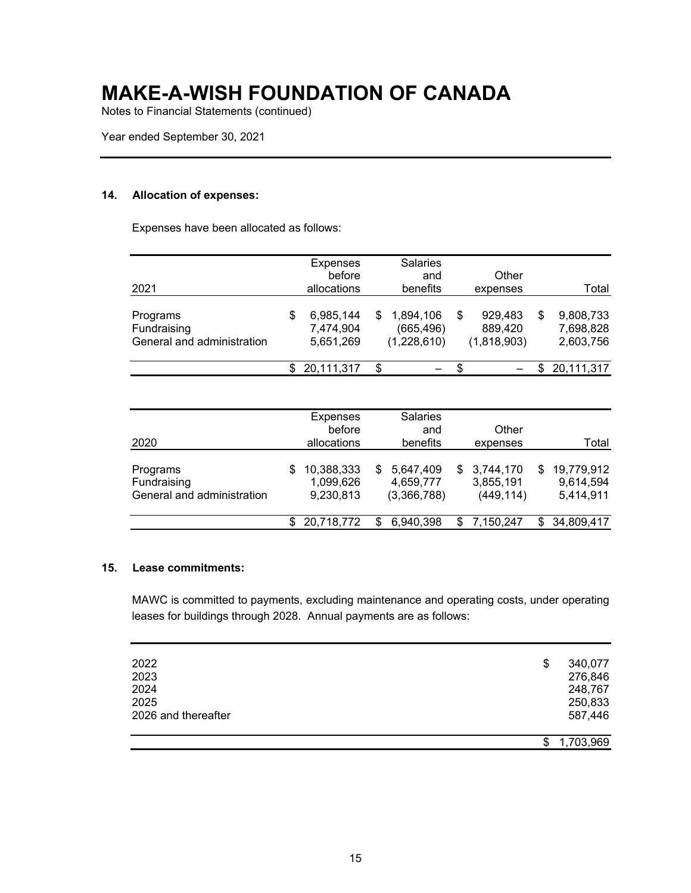# MAKE-A-WISH FOUNDATION OF CANADA

Notes to Financial Statements (continued)

Year ended September 30, 2021

### 14. Allocation of expenses:

Expenses have been allocated as follows:

| 2021 | Expenses before allocations | Salaries and benefits | Other expenses | Total |
|---|---|---|---|---|
| Programs | $ 6,985,144 | $ 1,894,106 | $ 929,483 | $ 9,808,733 |
| Fundraising | 7,474,904 | (665,496) | 889,420 | 7,698,828 |
| General and administration | 5,651,269 | (1,228,610) | (1,818,903) | 2,603,756 |
| | $ 20,111,317 | $ – | $ – | $ 20,111,317 |

| 2020 | Expenses before allocations | Salaries and benefits | Other expenses | Total |
|---|---|---|---|---|
| Programs | $ 10,388,333 | $ 5,647,409 | $ 3,744,170 | $ 19,779,912 |
| Fundraising | 1,099,626 | 4,659,777 | 3,855,191 | 9,614,594 |
| General and administration | 9,230,813 | (3,366,788) | (449,114) | 5,414,911 |
| | $ 20,718,772 | $ 6,940,398 | $ 7,150,247 | $ 34,809,417 |

### 15. Lease commitments:

MAWC is committed to payments, excluding maintenance and operating costs, under operating leases for buildings through 2028. Annual payments are as follows:

| | |
|---|---|
| 2022 | $ 340,077 |
| 2023 | 276,846 |
| 2024 | 248,767 |
| 2025 | 250,833 |
| 2026 and thereafter | 587,446 |
| | $ 1,703,969 |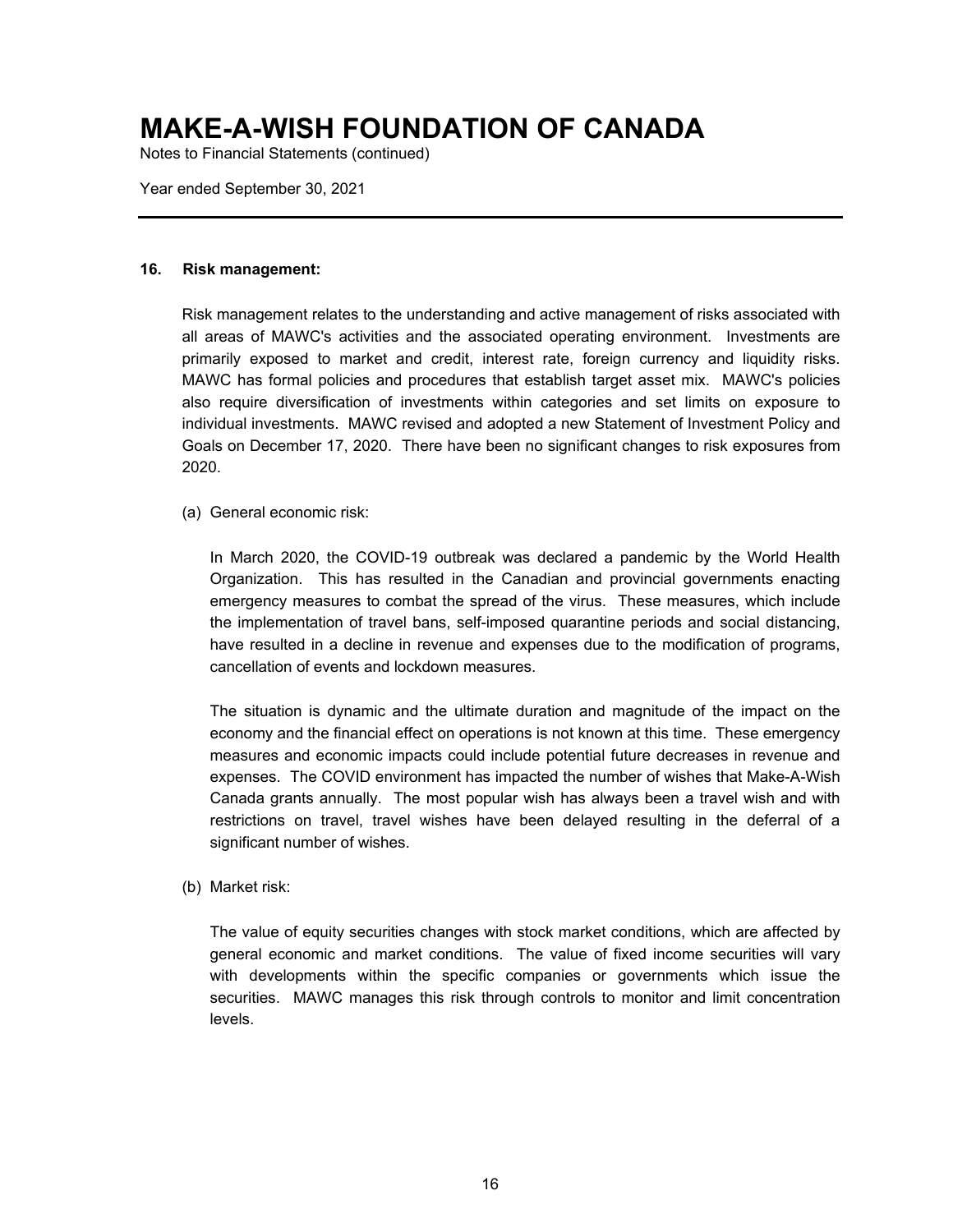# MAKE-A-WISH FOUNDATION OF CANADA

Notes to Financial Statements (continued)

Year ended September 30, 2021

---

**16. Risk management:**

Risk management relates to the understanding and active management of risks associated with all areas of MAWC's activities and the associated operating environment. Investments are primarily exposed to market and credit, interest rate, foreign currency and liquidity risks. MAWC has formal policies and procedures that establish target asset mix. MAWC's policies also require diversification of investments within categories and set limits on exposure to individual investments. MAWC revised and adopted a new Statement of Investment Policy and Goals on December 17, 2020. There have been no significant changes to risk exposures from 2020.

(a) General economic risk:

In March 2020, the COVID-19 outbreak was declared a pandemic by the World Health Organization. This has resulted in the Canadian and provincial governments enacting emergency measures to combat the spread of the virus. These measures, which include the implementation of travel bans, self-imposed quarantine periods and social distancing, have resulted in a decline in revenue and expenses due to the modification of programs, cancellation of events and lockdown measures.

The situation is dynamic and the ultimate duration and magnitude of the impact on the economy and the financial effect on operations is not known at this time. These emergency measures and economic impacts could include potential future decreases in revenue and expenses. The COVID environment has impacted the number of wishes that Make-A-Wish Canada grants annually. The most popular wish has always been a travel wish and with restrictions on travel, travel wishes have been delayed resulting in the deferral of a significant number of wishes.

(b) Market risk:

The value of equity securities changes with stock market conditions, which are affected by general economic and market conditions. The value of fixed income securities will vary with developments within the specific companies or governments which issue the securities. MAWC manages this risk through controls to monitor and limit concentration levels.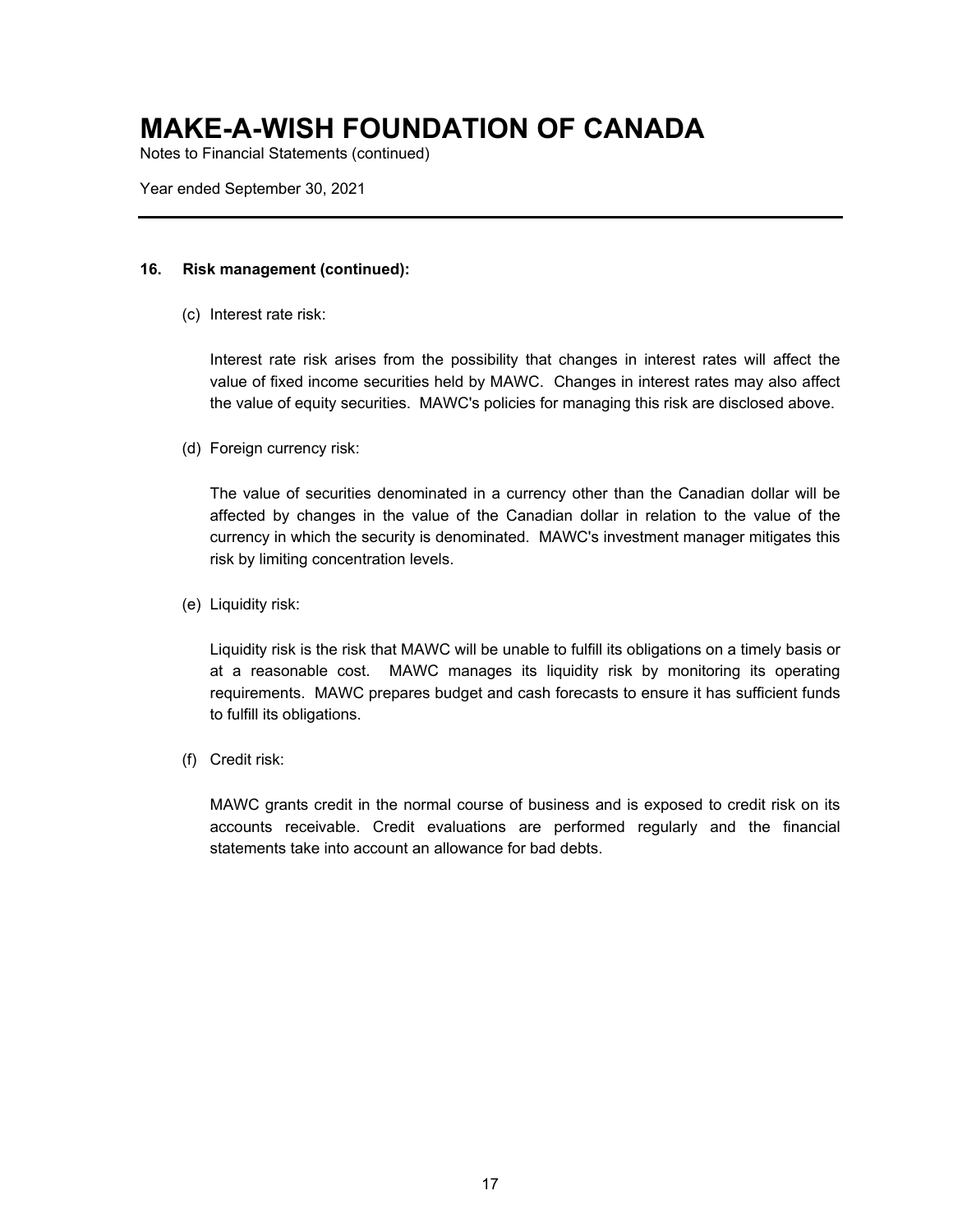# MAKE-A-WISH FOUNDATION OF CANADA

Notes to Financial Statements (continued)

Year ended September 30, 2021

---

### 16. Risk management (continued):

(c) Interest rate risk:

Interest rate risk arises from the possibility that changes in interest rates will affect the value of fixed income securities held by MAWC. Changes in interest rates may also affect the value of equity securities. MAWC's policies for managing this risk are disclosed above.

(d) Foreign currency risk:

The value of securities denominated in a currency other than the Canadian dollar will be affected by changes in the value of the Canadian dollar in relation to the value of the currency in which the security is denominated. MAWC's investment manager mitigates this risk by limiting concentration levels.

(e) Liquidity risk:

Liquidity risk is the risk that MAWC will be unable to fulfill its obligations on a timely basis or at a reasonable cost. MAWC manages its liquidity risk by monitoring its operating requirements. MAWC prepares budget and cash forecasts to ensure it has sufficient funds to fulfill its obligations.

(f) Credit risk:

MAWC grants credit in the normal course of business and is exposed to credit risk on its accounts receivable. Credit evaluations are performed regularly and the financial statements take into account an allowance for bad debts.